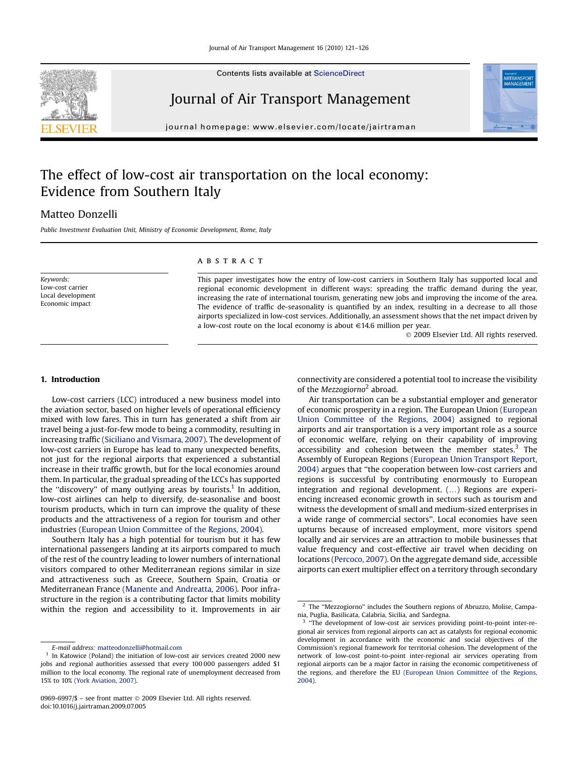# The effect of low-cost air transportation on the local economy: Evidence from Southern Italy

Matteo Donzelli

*Public Investment Evaluation Unit, Ministry of Economic Development, Rome, Italy*

*Keywords:*
Low-cost carrier
Local development
Economic impact

## ABSTRACT

This paper investigates how the entry of low-cost carriers in Southern Italy has supported local and regional economic development in different ways: spreading the traffic demand during the year, increasing the rate of international tourism, generating new jobs and improving the income of the area. The evidence of traffic de-seasonality is quantified by an index, resulting in a decrease to all those airports specialized in low-cost services. Additionally, an assessment shows that the net impact driven by a low-cost route on the local economy is about €14.6 million per year.

© 2009 Elsevier Ltd. All rights reserved.

## 1. Introduction

Low-cost carriers (LCC) introduced a new business model into the aviation sector, based on higher levels of operational efficiency mixed with low fares. This in turn has generated a shift from air travel being a just-for-few mode to being a commodity, resulting in increasing traffic (Siciliano and Vismara, 2007). The development of low-cost carriers in Europe has lead to many unexpected benefits, not just for the regional airports that experienced a substantial increase in their traffic growth, but for the local economies around them. In particular, the gradual spreading of the LCCs has supported the "discovery" of many outlying areas by tourists.[1] In addition, low-cost airlines can help to diversify, de-seasonalise and boost tourism products, which in turn can improve the quality of these products and the attractiveness of a region for tourism and other industries (European Union Committee of the Regions, 2004).

Southern Italy has a high potential for tourism but it has few international passengers landing at its airports compared to much of the rest of the country leading to lower numbers of international visitors compared to other Mediterranean regions similar in size and attractiveness such as Greece, Southern Spain, Croatia or Mediterranean France (Manente and Andreatta, 2006). Poor infrastructure in the region is a contributing factor that limits mobility within the region and accessibility to it. Improvements in air connectivity are considered a potential tool to increase the visibility of the *Mezzogiorno*[2] abroad.

Air transportation can be a substantial employer and generator of economic prosperity in a region. The European Union (European Union Committee of the Regions, 2004) assigned to regional airports and air transportation is a very important role as a source of economic welfare, relying on their capability of improving accessibility and cohesion between the member states.[3] The Assembly of European Regions (European Union Transport Report, 2004) argues that "the cooperation between low-cost carriers and regions is successful by contributing enormously to European integration and regional development. (…) Regions are experiencing increased economic growth in sectors such as tourism and witness the development of small and medium-sized enterprises in a wide range of commercial sectors". Local economies have seen upturns because of increased employment, more visitors spend locally and air services are an attraction to mobile businesses that value frequency and cost-effective air travel when deciding on locations (Percoco, 2007). On the aggregate demand side, accessible airports can exert multiplier effect on a territory through secondary

---

E-mail address: matteodonzelli@hotmail.com

[1] In Katowice (Poland) the initiation of low-cost air services created 2000 new jobs and regional authorities assessed that every 100 000 passengers added $1 million to the local economy. The regional rate of unemployment decreased from 15% to 10% (York Aviation, 2007).

[2] The "Mezzogiorno" includes the Southern regions of Abruzzo, Molise, Campania, Puglia, Basilicata, Calabria, Sicilia, and Sardegna.

[3] "The development of low-cost air services providing point-to-point inter-regional air services from regional airports can act as catalysts for regional economic development in accordance with the economic and social objectives of the Commission's regional framework for territorial cohesion. The development of the network of low-cost point-to-point inter-regional air services operating from regional airports can be a major factor in raising the economic competitiveness of the regions, and therefore the EU (European Union Committee of the Regions, 2004).

0969-6997/$ – see front matter © 2009 Elsevier Ltd. All rights reserved.
doi:10.1016/j.jairtraman.2009.07.005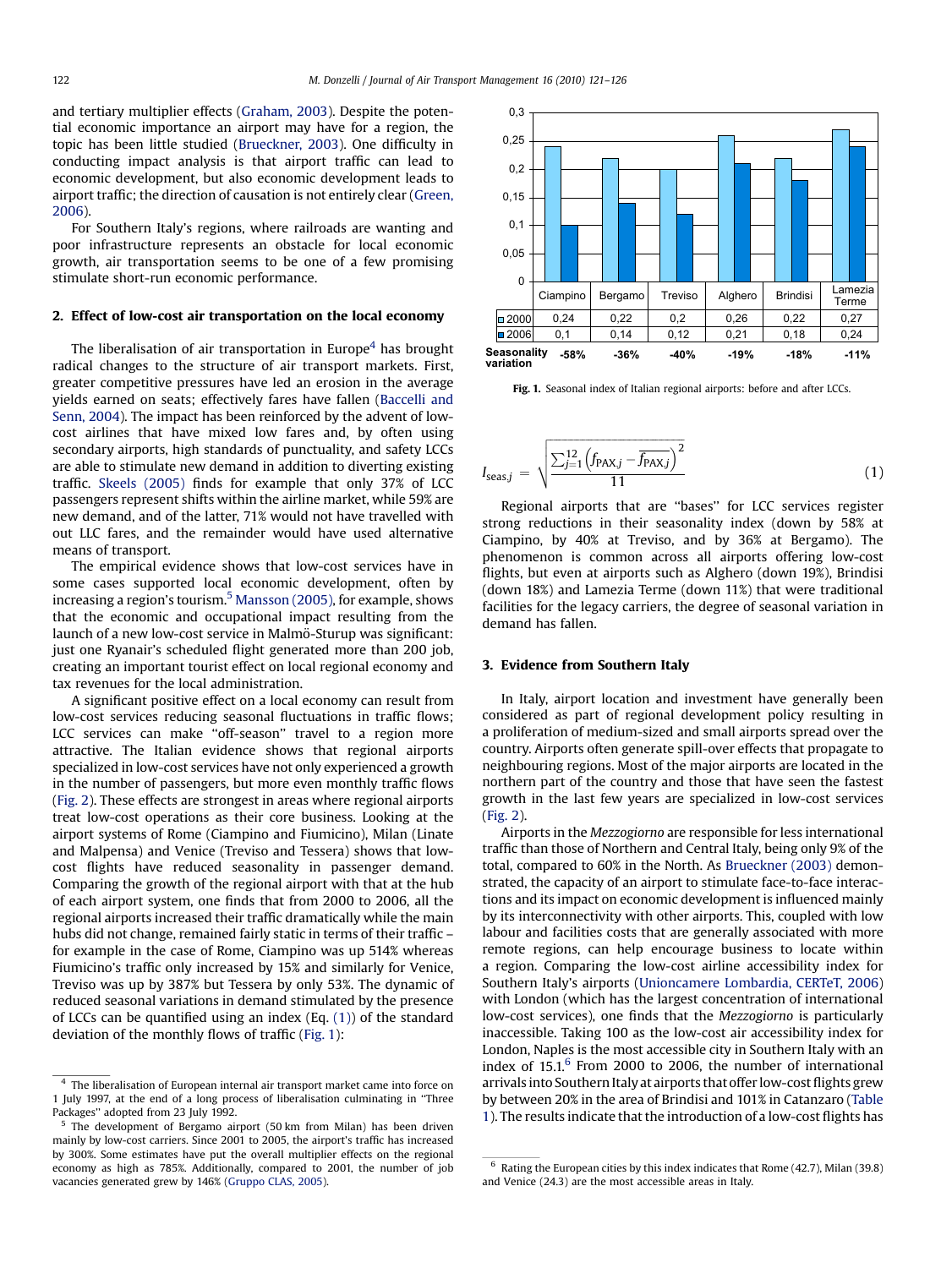and tertiary multiplier effects (Graham, 2003). Despite the potential economic importance an airport may have for a region, the topic has been little studied (Brueckner, 2003). One difficulty in conducting impact analysis is that airport traffic can lead to economic development, but also economic development leads to airport traffic; the direction of causation is not entirely clear (Green, 2006).

For Southern Italy's regions, where railroads are wanting and poor infrastructure represents an obstacle for local economic growth, air transportation seems to be one of a few promising stimulate short-run economic performance.

## 2. Effect of low-cost air transportation on the local economy

The liberalisation of air transportation in Europe[4] has brought radical changes to the structure of air transport markets. First, greater competitive pressures have led an erosion in the average yields earned on seats; effectively fares have fallen (Baccelli and Senn, 2004). The impact has been reinforced by the advent of low-cost airlines that have mixed low fares and, by often using secondary airports, high standards of punctuality, and safety LCCs are able to stimulate new demand in addition to diverting existing traffic. Skeels (2005) finds for example that only 37% of LCC passengers represent shifts within the airline market, while 59% are new demand, and of the latter, 71% would not have travelled with out LLC fares, and the remainder would have used alternative means of transport.

The empirical evidence shows that low-cost services have in some cases supported local economic development, often by increasing a region's tourism.[5] Mansson (2005), for example, shows that the economic and occupational impact resulting from the launch of a new low-cost service in Malmö-Sturup was significant: just one Ryanair's scheduled flight generated more than 200 job, creating an important tourist effect on local regional economy and tax revenues for the local administration.

A significant positive effect on a local economy can result from low-cost services reducing seasonal fluctuations in traffic flows; LCC services can make "off-season" travel to a region more attractive. The Italian evidence shows that regional airports specialized in low-cost services have not only experienced a growth in the number of passengers, but more even monthly traffic flows (Fig. 2). These effects are strongest in areas where regional airports treat low-cost operations as their core business. Looking at the airport systems of Rome (Ciampino and Fiumicino), Milan (Linate and Malpensa) and Venice (Treviso and Tessera) shows that low-cost flights have reduced seasonality in passenger demand. Comparing the growth of the regional airport with that at the hub of each airport system, one finds that from 2000 to 2006, all the regional airports increased their traffic dramatically while the main hubs did not change, remained fairly static in terms of their traffic – for example in the case of Rome, Ciampino was up 514% whereas Fiumicino's traffic only increased by 15% and similarly for Venice, Treviso was up by 387% but Tessera by only 53%. The dynamic of reduced seasonal variations in demand stimulated by the presence of LCCs can be quantified using an index (Eq. (1)) of the standard deviation of the monthly flows of traffic (Fig. 1):

| | Ciampino | Bergamo | Treviso | Alghero | Brindisi | Lamezia Terme |
|---|---|---|---|---|---|---|
| 2000 | 0,24 | 0,22 | 0,2 | 0,26 | 0,22 | 0,27 |
| 2006 | 0,1 | 0,14 | 0,12 | 0,21 | 0,18 | 0,24 |
| Seasonality variation | -58% | -36% | -40% | -19% | -18% | -11% |

Fig. 1. Seasonal index of Italian regional airports: before and after LCCs.

$$I_{\text{seas},j} = \sqrt{\frac{\sum_{j=1}^{12}\left(f_{\text{PAX},j} - \overline{f_{\text{PAX},j}}\right)^2}{11}} \tag{1}$$

Regional airports that are "bases" for LCC services register strong reductions in their seasonality index (down by 58% at Ciampino, by 40% at Treviso, and by 36% at Bergamo). The phenomenon is common across all airports offering low-cost flights, but even at airports such as Alghero (down 19%), Brindisi (down 18%) and Lamezia Terme (down 11%) that were traditional facilities for the legacy carriers, the degree of seasonal variation in demand has fallen.

## 3. Evidence from Southern Italy

In Italy, airport location and investment have generally been considered as part of regional development policy resulting in a proliferation of medium-sized and small airports spread over the country. Airports often generate spill-over effects that propagate to neighbouring regions. Most of the major airports are located in the northern part of the country and those that have seen the fastest growth in the last few years are specialized in low-cost services (Fig. 2).

Airports in the *Mezzogiorno* are responsible for less international traffic than those of Northern and Central Italy, being only 9% of the total, compared to 60% in the North. As Brueckner (2003) demonstrated, the capacity of an airport to stimulate face-to-face interactions and its impact on economic development is influenced mainly by its interconnectivity with other airports. This, coupled with low labour and facilities costs that are generally associated with more remote regions, can help encourage business to locate within a region. Comparing the low-cost airline accessibility index for Southern Italy's airports (Unioncamere Lombardia, CERTeT, 2006) with London (which has the largest concentration of international low-cost services), one finds that the *Mezzogiorno* is particularly inaccessible. Taking 100 as the low-cost air accessibility index for London, Naples is the most accessible city in Southern Italy with an index of 15.1.[6] From 2000 to 2006, the number of international arrivals into Southern Italy at airports that offer low-cost flights grew by between 20% in the area of Brindisi and 101% in Catanzaro (Table 1). The results indicate that the introduction of a low-cost flights has

---

[4] The liberalisation of European internal air transport market came into force on 1 July 1997, at the end of a long process of liberalisation culminating in "Three Packages" adopted from 23 July 1992.

[5] The development of Bergamo airport (50 km from Milan) has been driven mainly by low-cost carriers. Since 2001 to 2005, the airport's traffic has increased by 300%. Some estimates have put the overall multiplier effects on the regional economy as high as 785%. Additionally, compared to 2001, the number of job vacancies generated grew by 146% (Gruppo CLAS, 2005).

[6] Rating the European cities by this index indicates that Rome (42.7), Milan (39.8) and Venice (24.3) are the most accessible areas in Italy.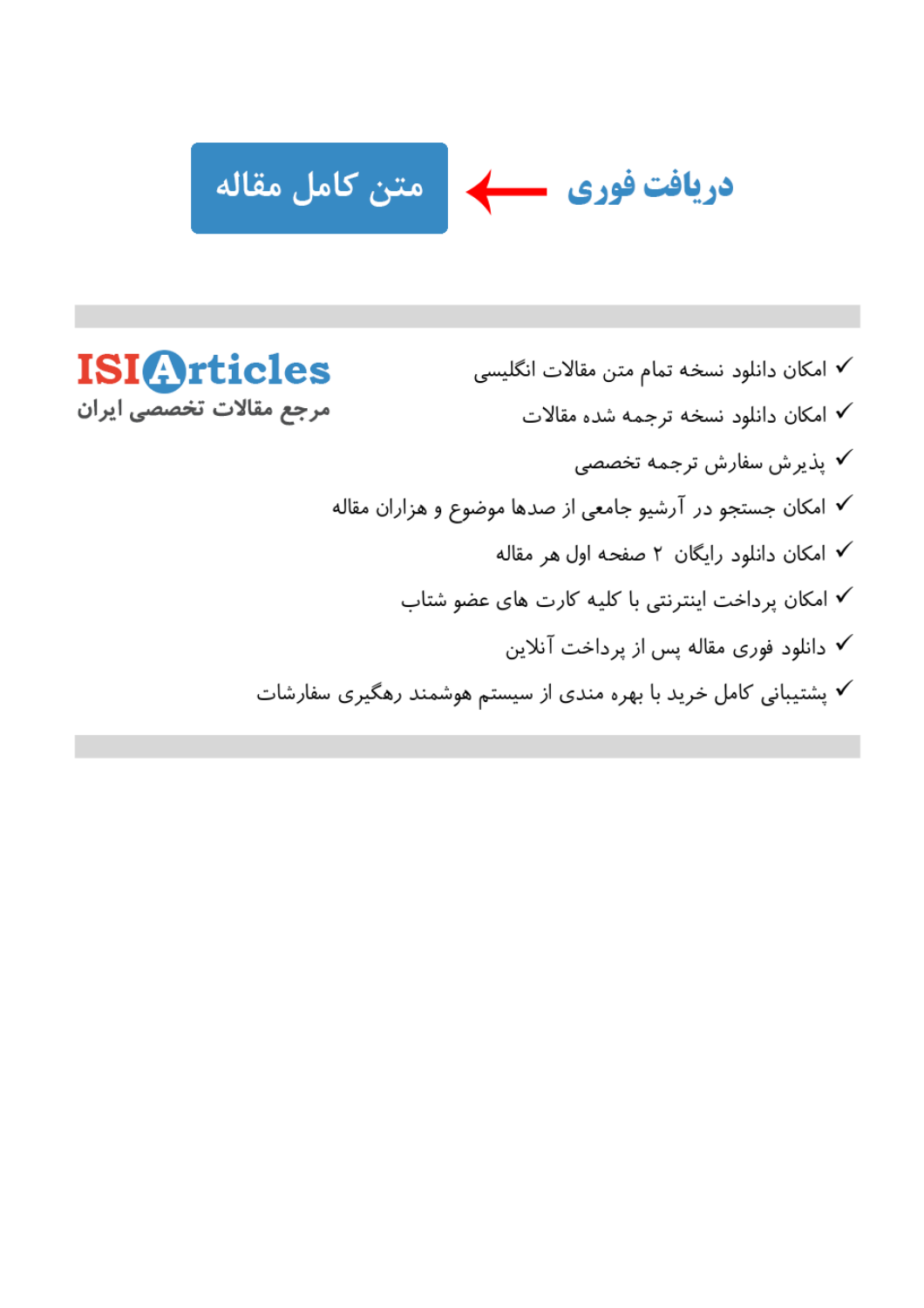دریافت فوری ← متن کامل مقاله

**ISIArticles**
مرجع مقالات تخصصی ایران

- ✓ امکان دانلود نسخه تمام متن مقالات انگلیسی
- ✓ امکان دانلود نسخه ترجمه شده مقالات
- ✓ پذیرش سفارش ترجمه تخصصی
- ✓ امکان جستجو در آرشیو جامعی از صدها موضوع و هزاران مقاله
- ✓ امکان دانلود رایگان ۲ صفحه اول هر مقاله
- ✓ امکان پرداخت اینترنتی با کلیه کارت های عضو شتاب
- ✓ دانلود فوری مقاله پس از پرداخت آنلاین
- ✓ پشتیبانی کامل خرید با بهره مندی از سیستم هوشمند رهگیری سفارشات